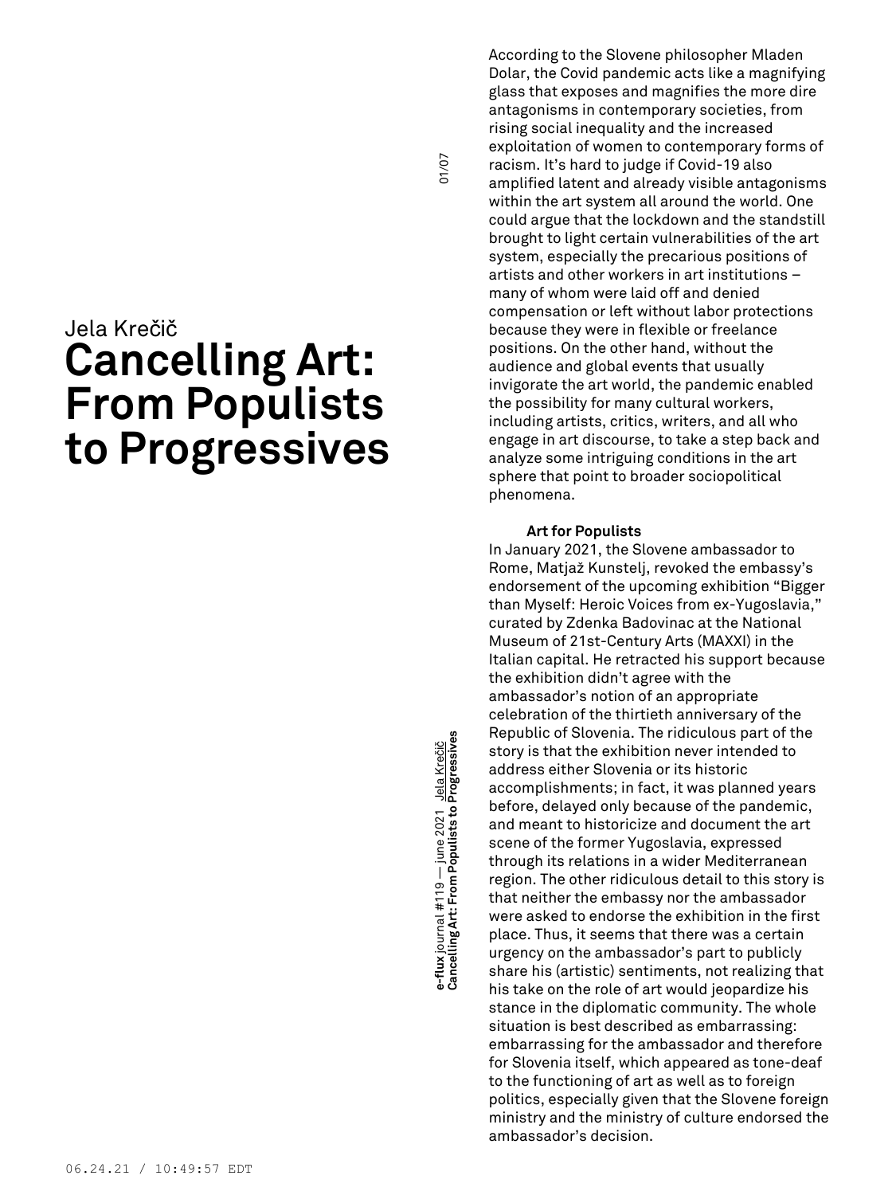Jela Krečič

# Cancelling Art: From Populists to Progressives

According to the Slovene philosopher Mladen Dolar, the Covid pandemic acts like a magnifying glass that exposes and magnifies the more dire antagonisms in contemporary societies, from rising social inequality and the increased exploitation of women to contemporary forms of racism. It's hard to judge if Covid-19 also amplified latent and already visible antagonisms within the art system all around the world. One could argue that the lockdown and the standstill brought to light certain vulnerabilities of the art system, especially the precarious positions of artists and other workers in art institutions – many of whom were laid off and denied compensation or left without labor protections because they were in flexible or freelance positions. On the other hand, without the audience and global events that usually invigorate the art world, the pandemic enabled the possibility for many cultural workers, including artists, critics, writers, and all who engage in art discourse, to take a step back and analyze some intriguing conditions in the art sphere that point to broader sociopolitical phenomena.

### Art for Populists

In January 2021, the Slovene ambassador to Rome, Matjaž Kunstelj, revoked the embassy's endorsement of the upcoming exhibition "Bigger than Myself: Heroic Voices from ex-Yugoslavia," curated by Zdenka Badovinac at the National Museum of 21st-Century Arts (MAXXI) in the Italian capital. He retracted his support because the exhibition didn't agree with the ambassador's notion of an appropriate celebration of the thirtieth anniversary of the Republic of Slovenia. The ridiculous part of the story is that the exhibition never intended to address either Slovenia or its historic accomplishments; in fact, it was planned years before, delayed only because of the pandemic, and meant to historicize and document the art scene of the former Yugoslavia, expressed through its relations in a wider Mediterranean region. The other ridiculous detail to this story is that neither the embassy nor the ambassador were asked to endorse the exhibition in the first place. Thus, it seems that there was a certain urgency on the ambassador's part to publicly share his (artistic) sentiments, not realizing that his take on the role of art would jeopardize his stance in the diplomatic community. The whole situation is best described as embarrassing: embarrassing for the ambassador and therefore for Slovenia itself, which appeared as tone-deaf to the functioning of art as well as to foreign politics, especially given that the Slovene foreign ministry and the ministry of culture endorsed the ambassador's decision.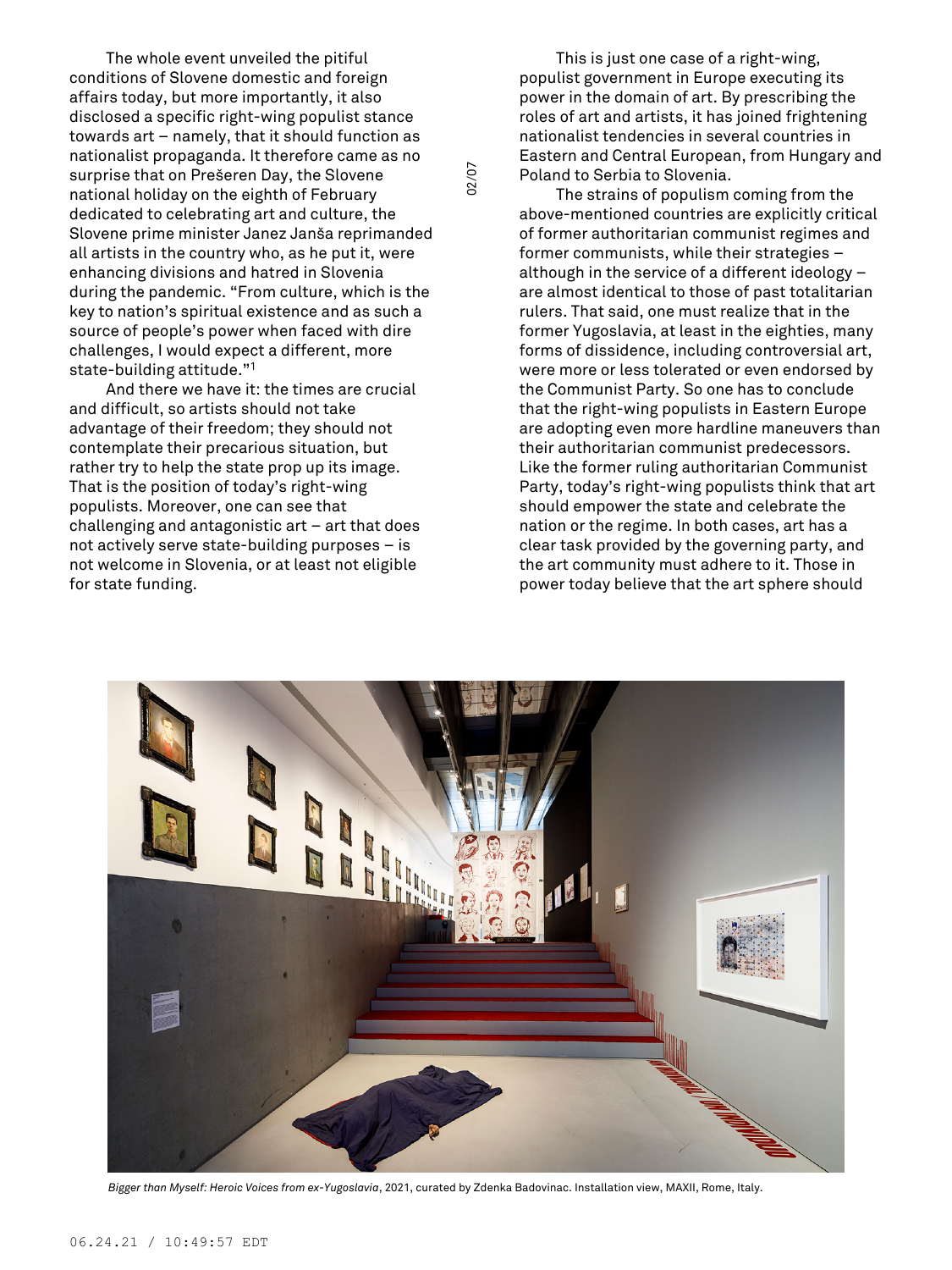The whole event unveiled the pitiful conditions of Slovene domestic and foreign affairs today, but more importantly, it also disclosed a specific right-wing populist stance towards art – namely, that it should function as nationalist propaganda. It therefore came as no surprise that on Prešeren Day, the Slovene national holiday on the eighth of February dedicated to celebrating art and culture, the Slovene prime minister Janez Janša reprimanded all artists in the country who, as he put it, were enhancing divisions and hatred in Slovenia during the pandemic. "From culture, which is the key to nation's spiritual existence and as such a source of people's power when faced with dire challenges, I would expect a different, more state-building attitude."[1]

And there we have it: the times are crucial and difficult, so artists should not take advantage of their freedom; they should not contemplate their precarious situation, but rather try to help the state prop up its image. That is the position of today's right-wing populists. Moreover, one can see that challenging and antagonistic art – art that does not actively serve state-building purposes – is not welcome in Slovenia, or at least not eligible for state funding.

This is just one case of a right-wing, populist government in Europe executing its power in the domain of art. By prescribing the roles of art and artists, it has joined frightening nationalist tendencies in several countries in Eastern and Central European, from Hungary and Poland to Serbia to Slovenia.

The strains of populism coming from the above-mentioned countries are explicitly critical of former authoritarian communist regimes and former communists, while their strategies – although in the service of a different ideology – are almost identical to those of past totalitarian rulers. That said, one must realize that in the former Yugoslavia, at least in the eighties, many forms of dissidence, including controversial art, were more or less tolerated or even endorsed by the Communist Party. So one has to conclude that the right-wing populists in Eastern Europe are adopting even more hardline maneuvers than their authoritarian communist predecessors. Like the former ruling authoritarian Communist Party, today's right-wing populists think that art should empower the state and celebrate the nation or the regime. In both cases, art has a clear task provided by the governing party, and the art community must adhere to it. Those in power today believe that the art sphere should

*Bigger than Myself: Heroic Voices from ex-Yugoslavia*, 2021, curated by Zdenka Badovinac. Installation view, MAXII, Rome, Italy.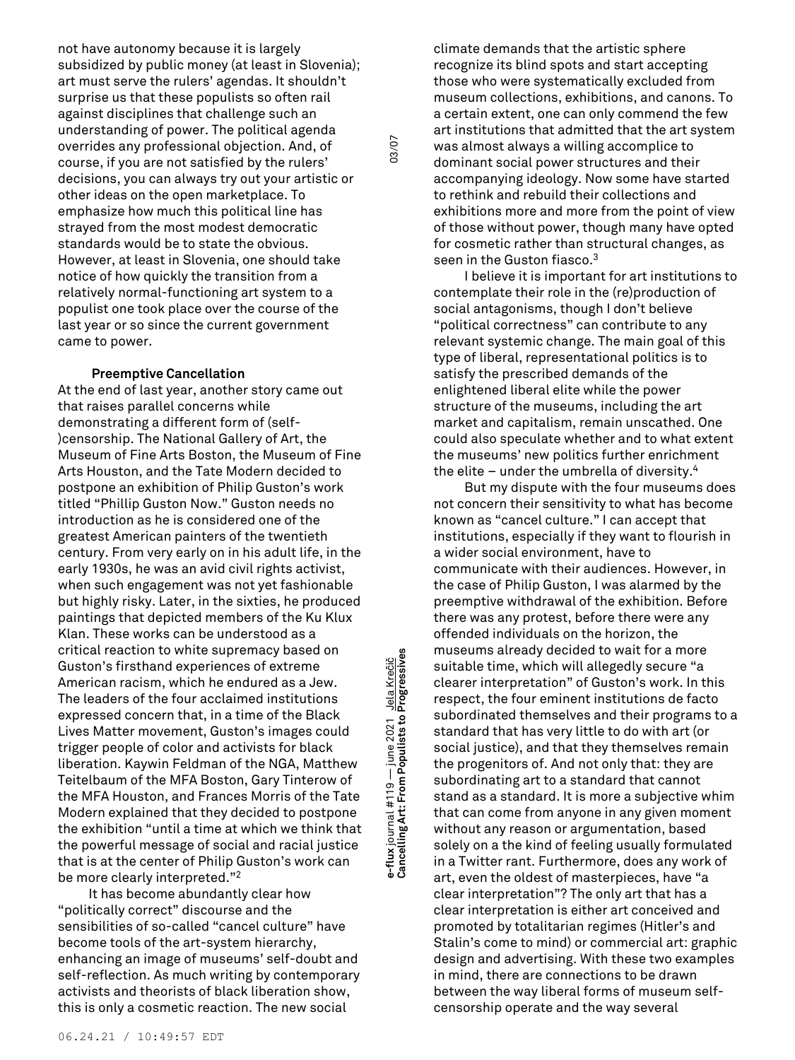not have autonomy because it is largely subsidized by public money (at least in Slovenia); art must serve the rulers' agendas. It shouldn't surprise us that these populists so often rail against disciplines that challenge such an understanding of power. The political agenda overrides any professional objection. And, of course, if you are not satisfied by the rulers' decisions, you can always try out your artistic or other ideas on the open marketplace. To emphasize how much this political line has strayed from the most modest democratic standards would be to state the obvious. However, at least in Slovenia, one should take notice of how quickly the transition from a relatively normal-functioning art system to a populist one took place over the course of the last year or so since the current government came to power.

**Preemptive Cancellation**

At the end of last year, another story came out that raises parallel concerns while demonstrating a different form of (self-)censorship. The National Gallery of Art, the Museum of Fine Arts Boston, the Museum of Fine Arts Houston, and the Tate Modern decided to postpone an exhibition of Philip Guston's work titled "Phillip Guston Now." Guston needs no introduction as he is considered one of the greatest American painters of the twentieth century. From very early on in his adult life, in the early 1930s, he was an avid civil rights activist, when such engagement was not yet fashionable but highly risky. Later, in the sixties, he produced paintings that depicted members of the Ku Klux Klan. These works can be understood as a critical reaction to white supremacy based on Guston's firsthand experiences of extreme American racism, which he endured as a Jew. The leaders of the four acclaimed institutions expressed concern that, in a time of the Black Lives Matter movement, Guston's images could trigger people of color and activists for black liberation. Kaywin Feldman of the NGA, Matthew Teitelbaum of the MFA Boston, Gary Tinterow of the MFA Houston, and Frances Morris of the Tate Modern explained that they decided to postpone the exhibition "until a time at which we think that the powerful message of social and racial justice that is at the center of Philip Guston's work can be more clearly interpreted."[2]

It has become abundantly clear how "politically correct" discourse and the sensibilities of so-called "cancel culture" have become tools of the art-system hierarchy, enhancing an image of museums' self-doubt and self-reflection. As much writing by contemporary activists and theorists of black liberation show, this is only a cosmetic reaction. The new social climate demands that the artistic sphere recognize its blind spots and start accepting those who were systematically excluded from museum collections, exhibitions, and canons. To a certain extent, one can only commend the few art institutions that admitted that the art system was almost always a willing accomplice to dominant social power structures and their accompanying ideology. Now some have started to rethink and rebuild their collections and exhibitions more and more from the point of view of those without power, though many have opted for cosmetic rather than structural changes, as seen in the Guston fiasco.[3]

I believe it is important for art institutions to contemplate their role in the (re)production of social antagonisms, though I don't believe "political correctness" can contribute to any relevant systemic change. The main goal of this type of liberal, representational politics is to satisfy the prescribed demands of the enlightened liberal elite while the power structure of the museums, including the art market and capitalism, remain unscathed. One could also speculate whether and to what extent the museums' new politics further enrichment the elite – under the umbrella of diversity.[4]

But my dispute with the four museums does not concern their sensitivity to what has become known as "cancel culture." I can accept that institutions, especially if they want to flourish in a wider social environment, have to communicate with their audiences. However, in the case of Philip Guston, I was alarmed by the preemptive withdrawal of the exhibition. Before there was any protest, before there were any offended individuals on the horizon, the museums already decided to wait for a more suitable time, which will allegedly secure "a clearer interpretation" of Guston's work. In this respect, the four eminent institutions de facto subordinated themselves and their programs to a standard that has very little to do with art (or social justice), and that they themselves remain the progenitors of. And not only that: they are subordinating art to a standard that cannot stand as a standard. It is more a subjective whim that can come from anyone in any given moment without any reason or argumentation, based solely on a the kind of feeling usually formulated in a Twitter rant. Furthermore, does any work of art, even the oldest of masterpieces, have "a clear interpretation"? The only art that has a clear interpretation is either art conceived and promoted by totalitarian regimes (Hitler's and Stalin's come to mind) or commercial art: graphic design and advertising. With these two examples in mind, there are connections to be drawn between the way liberal forms of museum self-censorship operate and the way several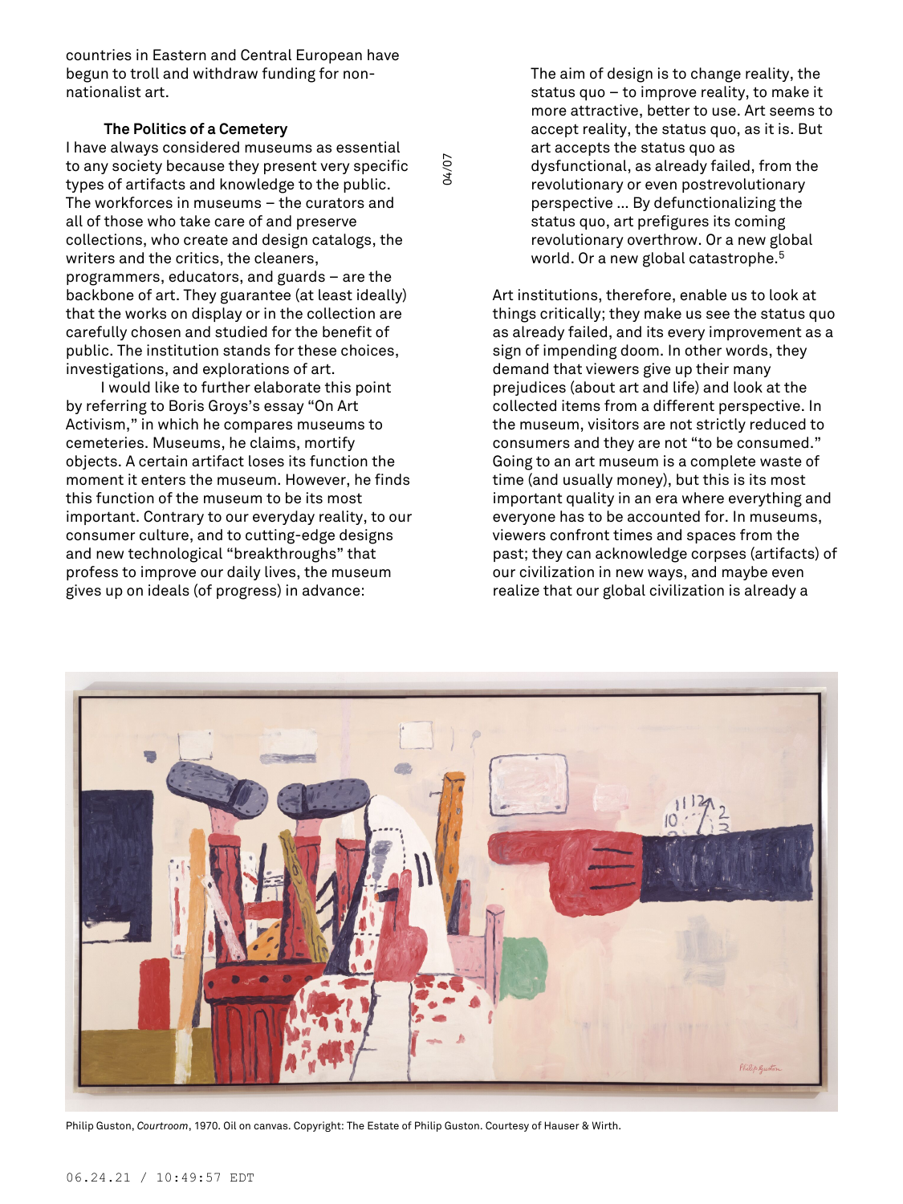countries in Eastern and Central European have begun to troll and withdraw funding for non-nationalist art.

### The Politics of a Cemetery

I have always considered museums as essential to any society because they present very specific types of artifacts and knowledge to the public. The workforces in museums – the curators and all of those who take care of and preserve collections, who create and design catalogs, the writers and the critics, the cleaners, programmers, educators, and guards – are the backbone of art. They guarantee (at least ideally) that the works on display or in the collection are carefully chosen and studied for the benefit of public. The institution stands for these choices, investigations, and explorations of art.

I would like to further elaborate this point by referring to Boris Groys's essay "On Art Activism," in which he compares museums to cemeteries. Museums, he claims, mortify objects. A certain artifact loses its function the moment it enters the museum. However, he finds this function of the museum to be its most important. Contrary to our everyday reality, to our consumer culture, and to cutting-edge designs and new technological "breakthroughs" that profess to improve our daily lives, the museum gives up on ideals (of progress) in advance:

> The aim of design is to change reality, the status quo – to improve reality, to make it more attractive, better to use. Art seems to accept reality, the status quo, as it is. But art accepts the status quo as dysfunctional, as already failed, from the revolutionary or even postrevolutionary perspective … By defunctionalizing the status quo, art prefigures its coming revolutionary overthrow. Or a new global world. Or a new global catastrophe.[5]

Art institutions, therefore, enable us to look at things critically; they make us see the status quo as already failed, and its every improvement as a sign of impending doom. In other words, they demand that viewers give up their many prejudices (about art and life) and look at the collected items from a different perspective. In the museum, visitors are not strictly reduced to consumers and they are not "to be consumed." Going to an art museum is a complete waste of time (and usually money), but this is its most important quality in an era where everything and everyone has to be accounted for. In museums, viewers confront times and spaces from the past; they can acknowledge corpses (artifacts) of our civilization in new ways, and maybe even realize that our global civilization is already a

Philip Guston, *Courtroom*, 1970. Oil on canvas. Copyright: The Estate of Philip Guston. Courtesy of Hauser & Wirth.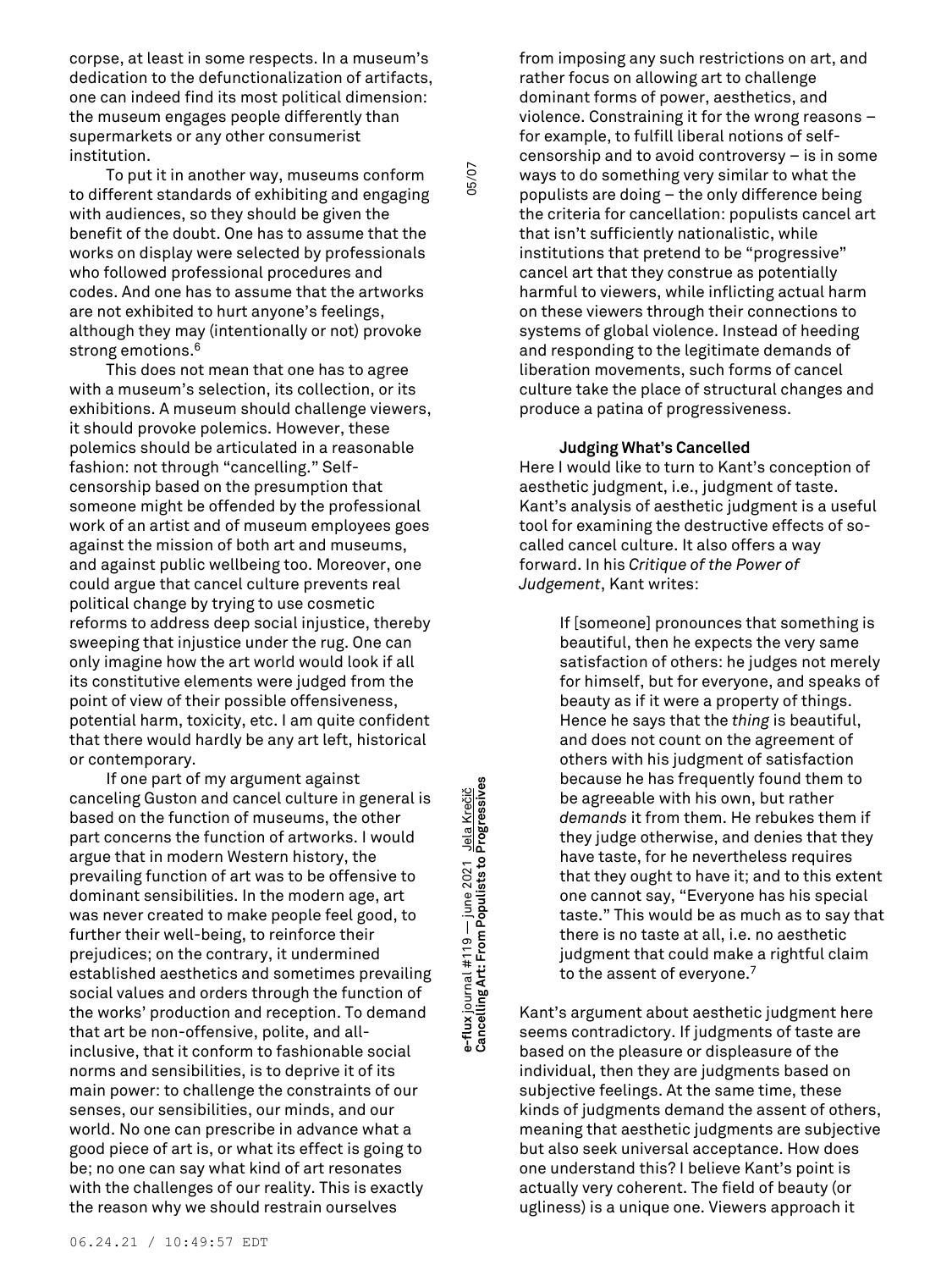corpse, at least in some respects. In a museum's dedication to the defunctionalization of artifacts, one can indeed find its most political dimension: the museum engages people differently than supermarkets or any other consumerist institution.

To put it in another way, museums conform to different standards of exhibiting and engaging with audiences, so they should be given the benefit of the doubt. One has to assume that the works on display were selected by professionals who followed professional procedures and codes. And one has to assume that the artworks are not exhibited to hurt anyone's feelings, although they may (intentionally or not) provoke strong emotions.[6]

This does not mean that one has to agree with a museum's selection, its collection, or its exhibitions. A museum should challenge viewers, it should provoke polemics. However, these polemics should be articulated in a reasonable fashion: not through "cancelling." Self-censorship based on the presumption that someone might be offended by the professional work of an artist and of museum employees goes against the mission of both art and museums, and against public wellbeing too. Moreover, one could argue that cancel culture prevents real political change by trying to use cosmetic reforms to address deep social injustice, thereby sweeping that injustice under the rug. One can only imagine how the art world would look if all its constitutive elements were judged from the point of view of their possible offensiveness, potential harm, toxicity, etc. I am quite confident that there would hardly be any art left, historical or contemporary.

If one part of my argument against canceling Guston and cancel culture in general is based on the function of museums, the other part concerns the function of artworks. I would argue that in modern Western history, the prevailing function of art was to be offensive to dominant sensibilities. In the modern age, art was never created to make people feel good, to further their well-being, to reinforce their prejudices; on the contrary, it undermined established aesthetics and sometimes prevailing social values and orders through the function of the works' production and reception. To demand that art be non-offensive, polite, and all-inclusive, that it conform to fashionable social norms and sensibilities, is to deprive it of its main power: to challenge the constraints of our senses, our sensibilities, our minds, and our world. No one can prescribe in advance what a good piece of art is, or what its effect is going to be; no one can say what kind of art resonates with the challenges of our reality. This is exactly the reason why we should restrain ourselves from imposing any such restrictions on art, and rather focus on allowing art to challenge dominant forms of power, aesthetics, and violence. Constraining it for the wrong reasons – for example, to fulfill liberal notions of self-censorship and to avoid controversy – is in some ways to do something very similar to what the populists are doing – the only difference being the criteria for cancellation: populists cancel art that isn't sufficiently nationalistic, while institutions that pretend to be "progressive" cancel art that they construe as potentially harmful to viewers, while inflicting actual harm on these viewers through their connections to systems of global violence. Instead of heeding and responding to the legitimate demands of liberation movements, such forms of cancel culture take the place of structural changes and produce a patina of progressiveness.

### Judging What's Cancelled

Here I would like to turn to Kant's conception of aesthetic judgment, i.e., judgment of taste. Kant's analysis of aesthetic judgment is a useful tool for examining the destructive effects of so-called cancel culture. It also offers a way forward. In his *Critique of the Power of Judgement*, Kant writes:

> If [someone] pronounces that something is beautiful, then he expects the very same satisfaction of others: he judges not merely for himself, but for everyone, and speaks of beauty as if it were a property of things. Hence he says that the *thing* is beautiful, and does not count on the agreement of others with his judgment of satisfaction because he has frequently found them to be agreeable with his own, but rather *demands* it from them. He rebukes them if they judge otherwise, and denies that they have taste, for he nevertheless requires that they ought to have it; and to this extent one cannot say, "Everyone has his special taste." This would be as much as to say that there is no taste at all, i.e. no aesthetic judgment that could make a rightful claim to the assent of everyone.[7]

Kant's argument about aesthetic judgment here seems contradictory. If judgments of taste are based on the pleasure or displeasure of the individual, then they are judgments based on subjective feelings. At the same time, these kinds of judgments demand the assent of others, meaning that aesthetic judgments are subjective but also seek universal acceptance. How does one understand this? I believe Kant's point is actually very coherent. The field of beauty (or ugliness) is a unique one. Viewers approach it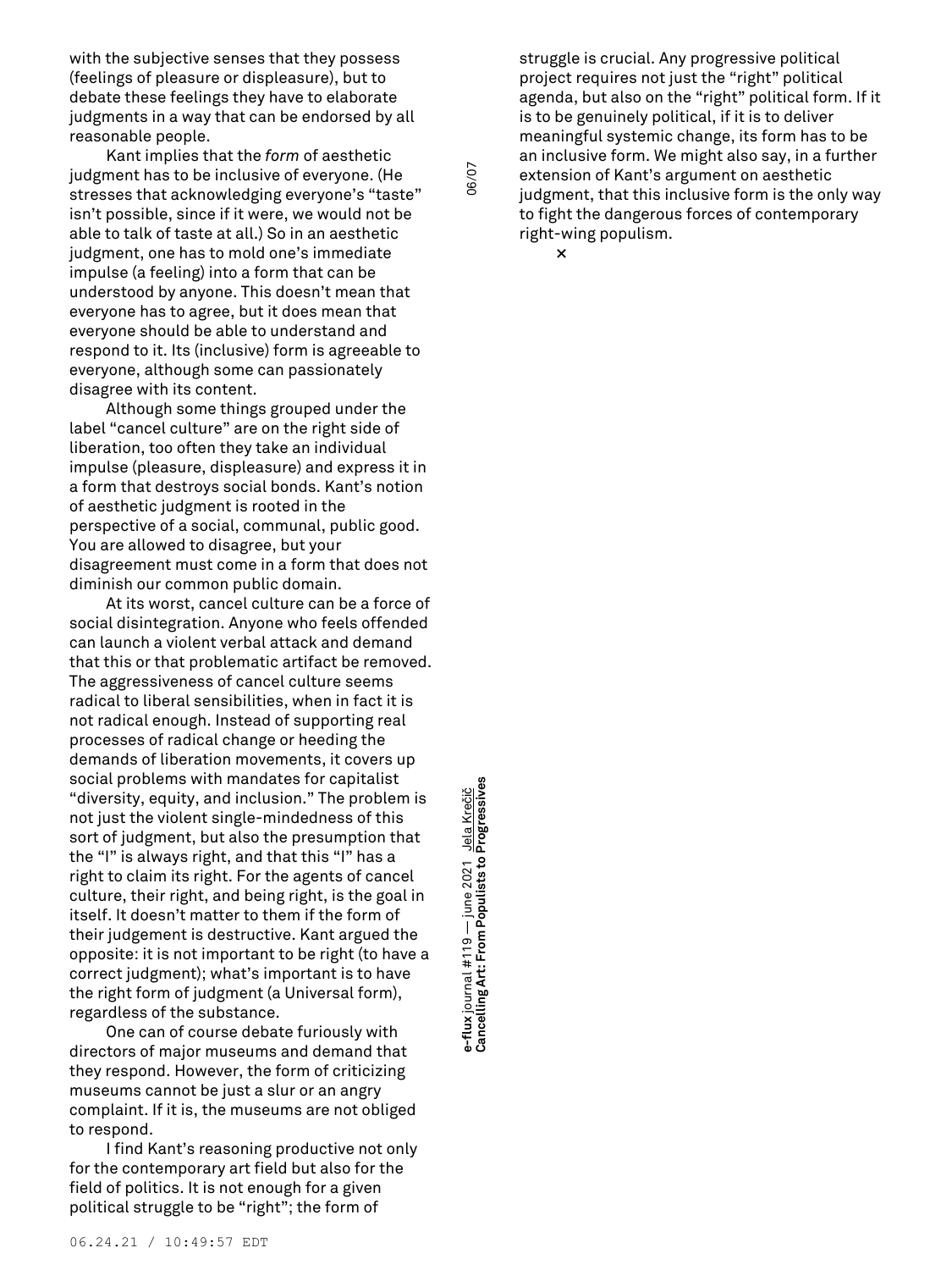with the subjective senses that they possess (feelings of pleasure or displeasure), but to debate these feelings they have to elaborate judgments in a way that can be endorsed by all reasonable people.

Kant implies that the *form* of aesthetic judgment has to be inclusive of everyone. (He stresses that acknowledging everyone's "taste" isn't possible, since if it were, we would not be able to talk of taste at all.) So in an aesthetic judgment, one has to mold one's immediate impulse (a feeling) into a form that can be understood by anyone. This doesn't mean that everyone has to agree, but it does mean that everyone should be able to understand and respond to it. Its (inclusive) form is agreeable to everyone, although some can passionately disagree with its content.

Although some things grouped under the label "cancel culture" are on the right side of liberation, too often they take an individual impulse (pleasure, displeasure) and express it in a form that destroys social bonds. Kant's notion of aesthetic judgment is rooted in the perspective of a social, communal, public good. You are allowed to disagree, but your disagreement must come in a form that does not diminish our common public domain.

At its worst, cancel culture can be a force of social disintegration. Anyone who feels offended can launch a violent verbal attack and demand that this or that problematic artifact be removed. The aggressiveness of cancel culture seems radical to liberal sensibilities, when in fact it is not radical enough. Instead of supporting real processes of radical change or heeding the demands of liberation movements, it covers up social problems with mandates for capitalist "diversity, equity, and inclusion." The problem is not just the violent single-mindedness of this sort of judgment, but also the presumption that the "I" is always right, and that this "I" has a right to claim its right. For the agents of cancel culture, their right, and being right, is the goal in itself. It doesn't matter to them if the form of their judgement is destructive. Kant argued the opposite: it is not important to be right (to have a correct judgment); what's important is to have the right form of judgment (a Universal form), regardless of the substance.

One can of course debate furiously with directors of major museums and demand that they respond. However, the form of criticizing museums cannot be just a slur or an angry complaint. If it is, the museums are not obliged to respond.

I find Kant's reasoning productive not only for the contemporary art field but also for the field of politics. It is not enough for a given political struggle to be "right"; the form of struggle is crucial. Any progressive political project requires not just the "right" political agenda, but also on the "right" political form. If it is to be genuinely political, if it is to deliver meaningful systemic change, its form has to be an inclusive form. We might also say, in a further extension of Kant's argument on aesthetic judgment, that this inclusive form is the only way to fight the dangerous forces of contemporary right-wing populism.

×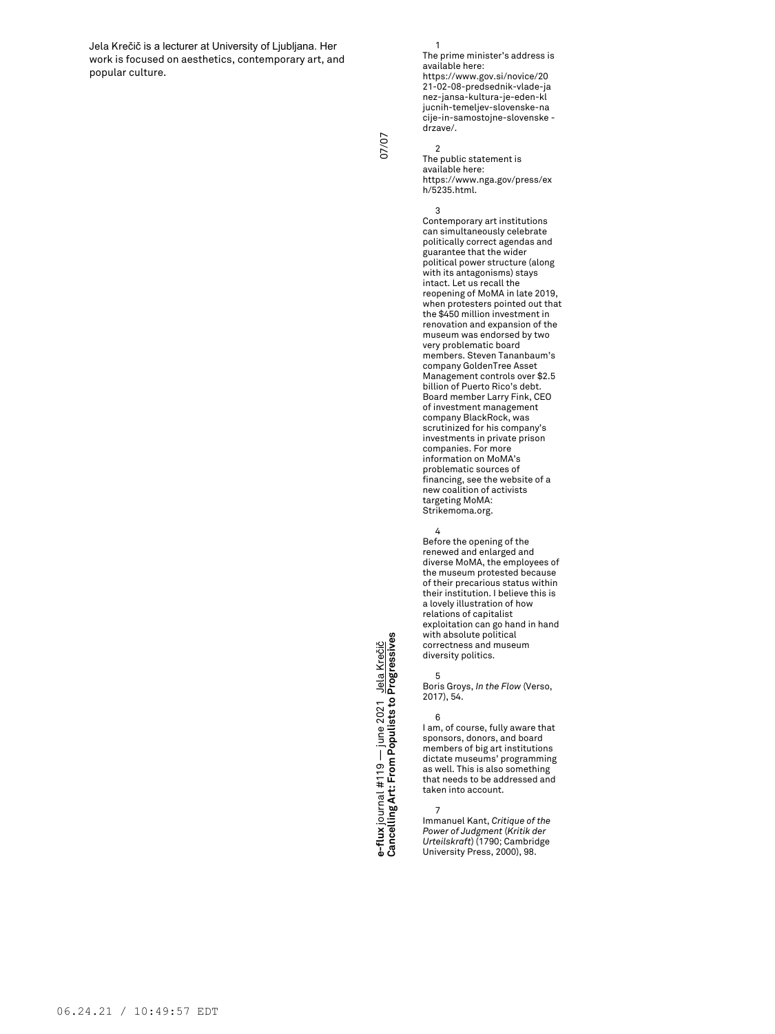Jela Krečič is a lecturer at University of Ljubljana. Her work is focused on aesthetics, contemporary art, and popular culture.

1
The prime minister's address is available here: https://www.gov.si/novice/2021-02-08-predsednik-vlade-janez-jansa-kultura-je-eden-kljucnih-temeljev-slovenske-nacije-in-samostojne-slovenske-drzave/.

2
The public statement is available here: https://www.nga.gov/press/exh/5235.html.

3
Contemporary art institutions can simultaneously celebrate politically correct agendas and guarantee that the wider political power structure (along with its antagonisms) stays intact. Let us recall the reopening of MoMA in late 2019, when protesters pointed out that the $450 million investment in renovation and expansion of the museum was endorsed by two very problematic board members. Steven Tananbaum's company GoldenTree Asset Management controls over $2.5 billion of Puerto Rico's debt. Board member Larry Fink, CEO of investment management company BlackRock, was scrutinized for his company's investments in private prison companies. For more information on MoMA's problematic sources of financing, see the website of a new coalition of activists targeting MoMA: Strikemoma.org.

4
Before the opening of the renewed and enlarged and diverse MoMA, the employees of the museum protested because of their precarious status within their institution. I believe this is a lovely illustration of how relations of capitalist exploitation can go hand in hand with absolute political correctness and museum diversity politics.

5
Boris Groys, *In the Flow* (Verso, 2017), 54.

6
I am, of course, fully aware that sponsors, donors, and board members of big art institutions dictate museums' programming as well. This is also something that needs to be addressed and taken into account.

7
Immanuel Kant, *Critique of the Power of Judgment* (*Kritik der Urteilskraft*) (1790; Cambridge University Press, 2000), 98.